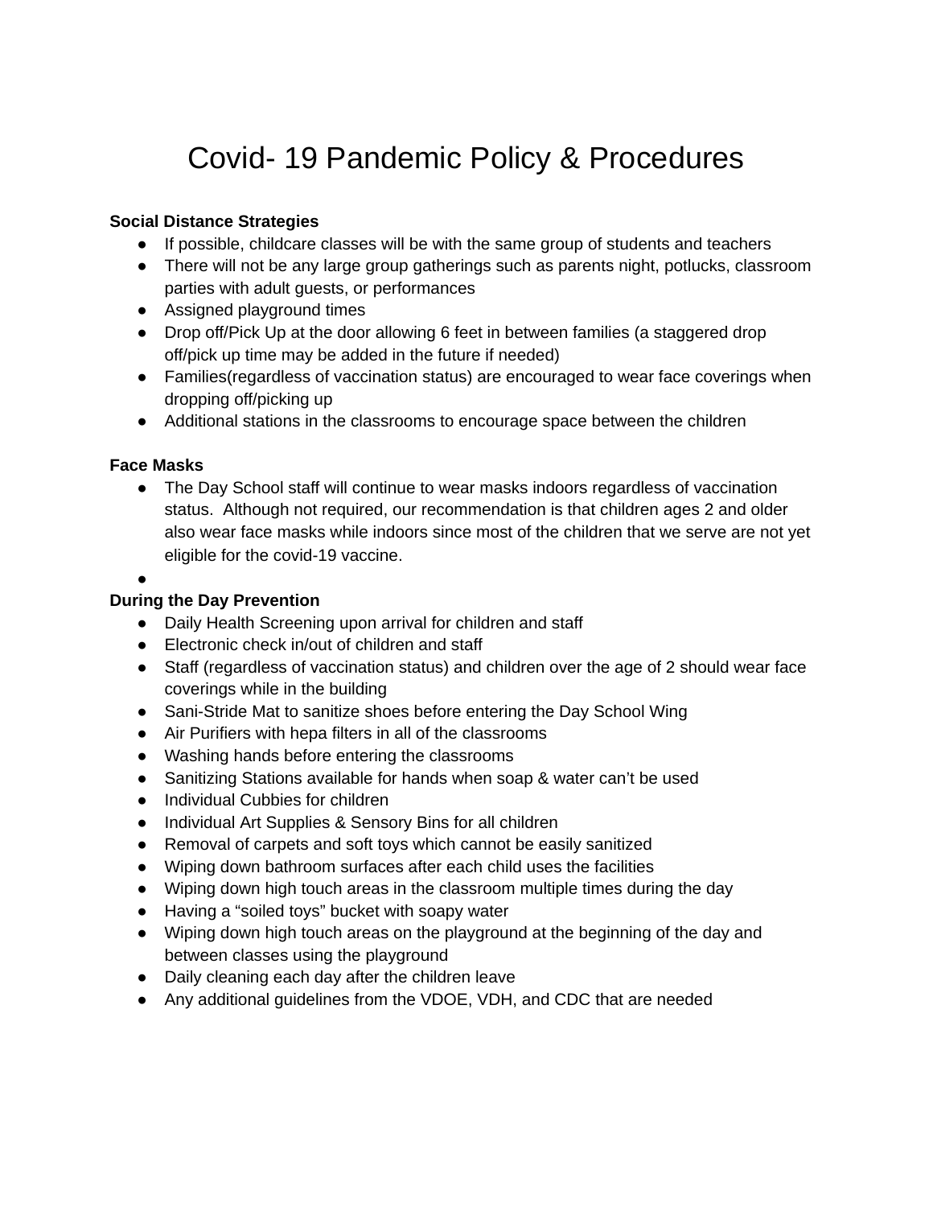# Covid- 19 Pandemic Policy & Procedures

**Social Distance Strategies**

- If possible, childcare classes will be with the same group of students and teachers
- There will not be any large group gatherings such as parents night, potlucks, classroom parties with adult guests, or performances
- Assigned playground times
- Drop off/Pick Up at the door allowing 6 feet in between families (a staggered drop off/pick up time may be added in the future if needed)
- Families(regardless of vaccination status) are encouraged to wear face coverings when dropping off/picking up
- Additional stations in the classrooms to encourage space between the children

**Face Masks**

- The Day School staff will continue to wear masks indoors regardless of vaccination status.  Although not required, our recommendation is that children ages 2 and older also wear face masks while indoors since most of the children that we serve are not yet eligible for the covid-19 vaccine.

**During the Day Prevention**

- Daily Health Screening upon arrival for children and staff
- Electronic check in/out of children and staff
- Staff (regardless of vaccination status) and children over the age of 2 should wear face coverings while in the building
- Sani-Stride Mat to sanitize shoes before entering the Day School Wing
- Air Purifiers with hepa filters in all of the classrooms
- Washing hands before entering the classrooms
- Sanitizing Stations available for hands when soap & water can't be used
- Individual Cubbies for children
- Individual Art Supplies & Sensory Bins for all children
- Removal of carpets and soft toys which cannot be easily sanitized
- Wiping down bathroom surfaces after each child uses the facilities
- Wiping down high touch areas in the classroom multiple times during the day
- Having a "soiled toys" bucket with soapy water
- Wiping down high touch areas on the playground at the beginning of the day and between classes using the playground
- Daily cleaning each day after the children leave
- Any additional guidelines from the VDOE, VDH, and CDC that are needed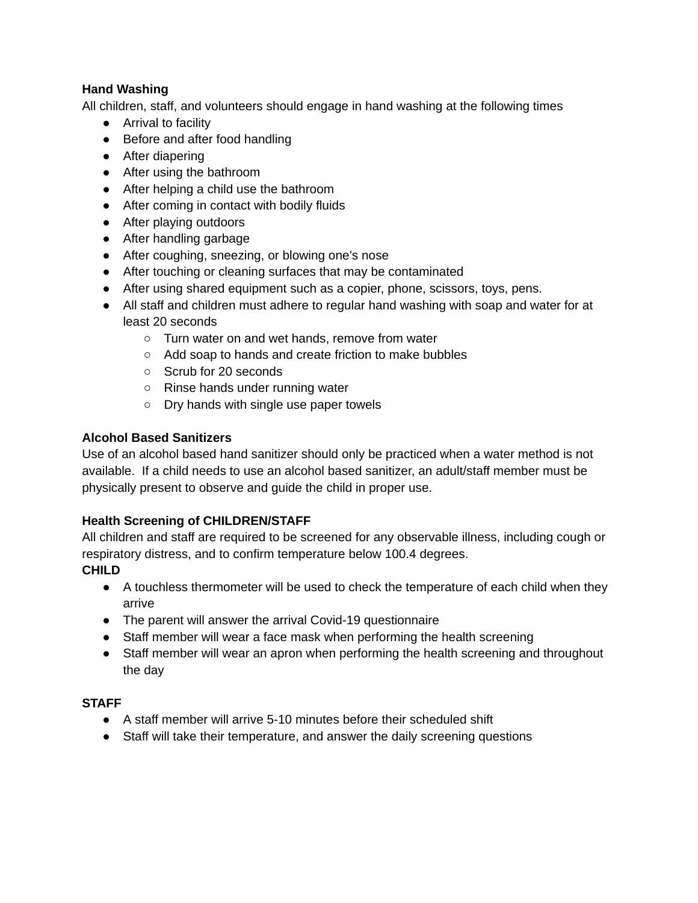**Hand Washing**

All children, staff, and volunteers should engage in hand washing at the following times

- Arrival to facility
- Before and after food handling
- After diapering
- After using the bathroom
- After helping a child use the bathroom
- After coming in contact with bodily fluids
- After playing outdoors
- After handling garbage
- After coughing, sneezing, or blowing one's nose
- After touching or cleaning surfaces that may be contaminated
- After using shared equipment such as a copier, phone, scissors, toys, pens.
- All staff and children must adhere to regular hand washing with soap and water for at least 20 seconds
    - Turn water on and wet hands, remove from water
    - Add soap to hands and create friction to make bubbles
    - Scrub for 20 seconds
    - Rinse hands under running water
    - Dry hands with single use paper towels

**Alcohol Based Sanitizers**

Use of an alcohol based hand sanitizer should only be practiced when a water method is not available. If a child needs to use an alcohol based sanitizer, an adult/staff member must be physically present to observe and guide the child in proper use.

**Health Screening of CHILDREN/STAFF**

All children and staff are required to be screened for any observable illness, including cough or respiratory distress, and to confirm temperature below 100.4 degrees.

**CHILD**

- A touchless thermometer will be used to check the temperature of each child when they arrive
- The parent will answer the arrival Covid-19 questionnaire
- Staff member will wear a face mask when performing the health screening
- Staff member will wear an apron when performing the health screening and throughout the day

**STAFF**

- A staff member will arrive 5-10 minutes before their scheduled shift
- Staff will take their temperature, and answer the daily screening questions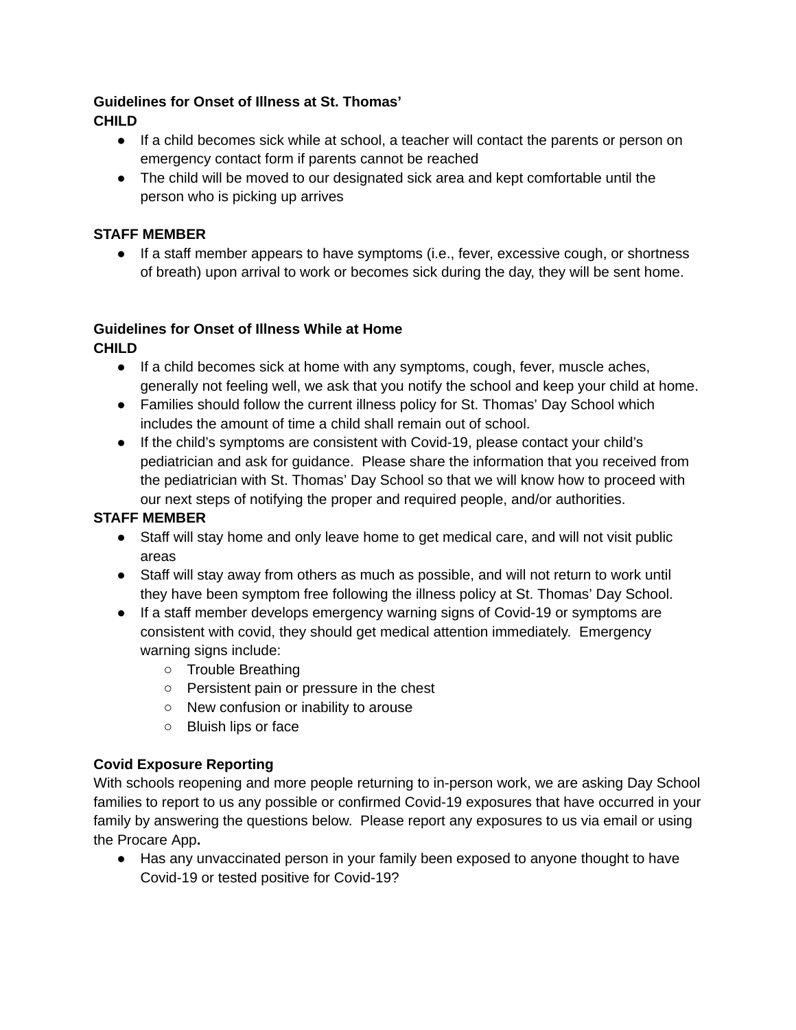**Guidelines for Onset of Illness at St. Thomas'**

**CHILD**

- If a child becomes sick while at school, a teacher will contact the parents or person on emergency contact form if parents cannot be reached
- The child will be moved to our designated sick area and kept comfortable until the person who is picking up arrives

**STAFF MEMBER**

- If a staff member appears to have symptoms (i.e., fever, excessive cough, or shortness of breath) upon arrival to work or becomes sick during the day, they will be sent home.

**Guidelines for Onset of Illness While at Home**

**CHILD**

- If a child becomes sick at home with any symptoms, cough, fever, muscle aches, generally not feeling well, we ask that you notify the school and keep your child at home.
- Families should follow the current illness policy for St. Thomas' Day School which includes the amount of time a child shall remain out of school.
- If the child's symptoms are consistent with Covid-19, please contact your child's pediatrician and ask for guidance. Please share the information that you received from the pediatrician with St. Thomas' Day School so that we will know how to proceed with our next steps of notifying the proper and required people, and/or authorities.

**STAFF MEMBER**

- Staff will stay home and only leave home to get medical care, and will not visit public areas
- Staff will stay away from others as much as possible, and will not return to work until they have been symptom free following the illness policy at St. Thomas' Day School.
- If a staff member develops emergency warning signs of Covid-19 or symptoms are consistent with covid, they should get medical attention immediately. Emergency warning signs include:
    - Trouble Breathing
    - Persistent pain or pressure in the chest
    - New confusion or inability to arouse
    - Bluish lips or face

**Covid Exposure Reporting**

With schools reopening and more people returning to in-person work, we are asking Day School families to report to us any possible or confirmed Covid-19 exposures that have occurred in your family by answering the questions below. Please report any exposures to us via email or using the Procare App**.**

- Has any unvaccinated person in your family been exposed to anyone thought to have Covid-19 or tested positive for Covid-19?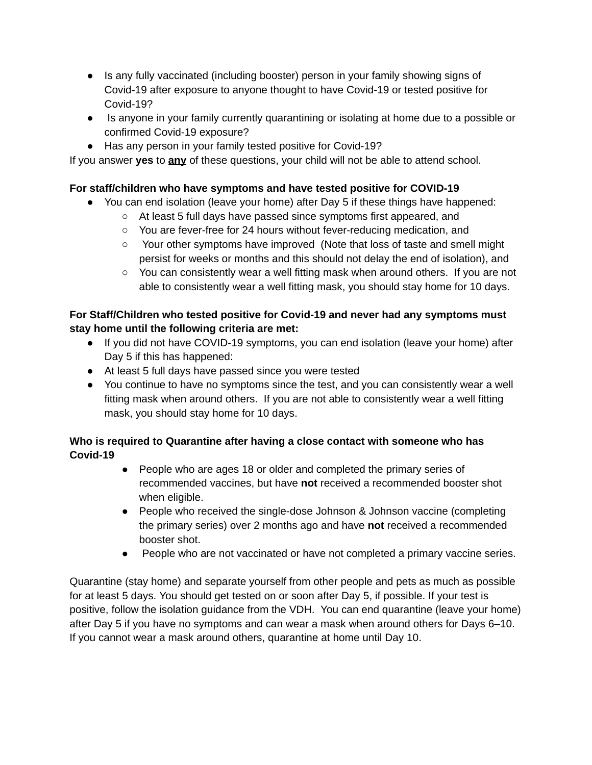- Is any fully vaccinated (including booster) person in your family showing signs of Covid-19 after exposure to anyone thought to have Covid-19 or tested positive for Covid-19?
- Is anyone in your family currently quarantining or isolating at home due to a possible or confirmed Covid-19 exposure?
- Has any person in your family tested positive for Covid-19?

If you answer **yes** to **<u>any</u>** of these questions, your child will not be able to attend school.

**For staff/children who have symptoms and have tested positive for COVID-19**

- You can end isolation (leave your home) after Day 5 if these things have happened:
  - At least 5 full days have passed since symptoms first appeared, and
  - You are fever-free for 24 hours without fever-reducing medication, and
  - Your other symptoms have improved (Note that loss of taste and smell might persist for weeks or months and this should not delay the end of isolation), and
  - You can consistently wear a well fitting mask when around others. If you are not able to consistently wear a well fitting mask, you should stay home for 10 days.

**For Staff/Children who tested positive for Covid-19 and never had any symptoms must stay home until the following criteria are met:**

- If you did not have COVID-19 symptoms, you can end isolation (leave your home) after Day 5 if this has happened:
- At least 5 full days have passed since you were tested
- You continue to have no symptoms since the test, and you can consistently wear a well fitting mask when around others. If you are not able to consistently wear a well fitting mask, you should stay home for 10 days.

**Who is required to Quarantine after having a close contact with someone who has Covid-19**

- People who are ages 18 or older and completed the primary series of recommended vaccines, but have **not** received a recommended booster shot when eligible.
- People who received the single-dose Johnson & Johnson vaccine (completing the primary series) over 2 months ago and have **not** received a recommended booster shot.
- People who are not vaccinated or have not completed a primary vaccine series.

Quarantine (stay home) and separate yourself from other people and pets as much as possible for at least 5 days. You should get tested on or soon after Day 5, if possible. If your test is positive, follow the isolation guidance from the VDH. You can end quarantine (leave your home) after Day 5 if you have no symptoms and can wear a mask when around others for Days 6–10. If you cannot wear a mask around others, quarantine at home until Day 10.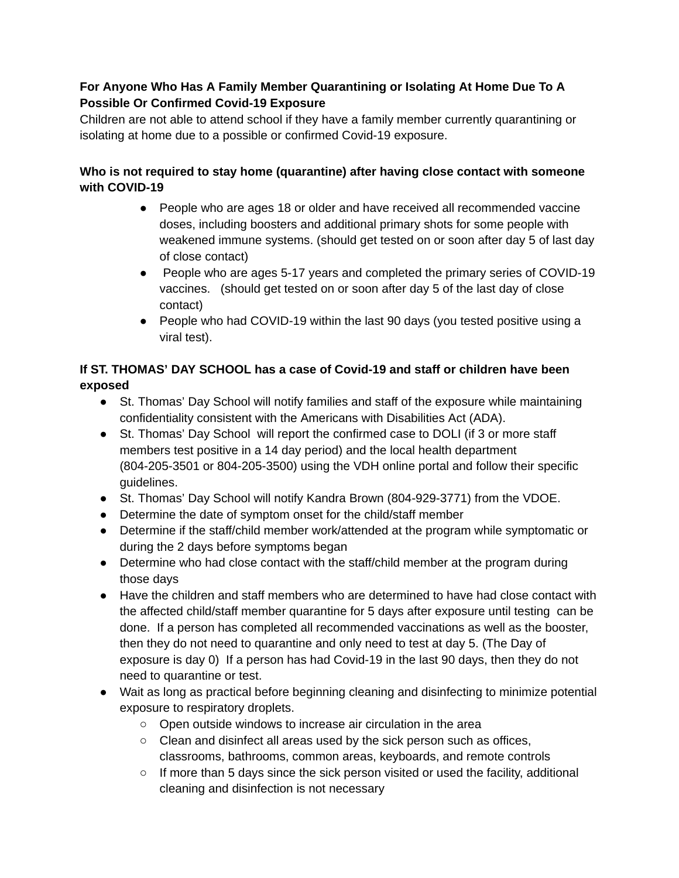**For Anyone Who Has A Family Member Quarantining or Isolating At Home Due To A Possible Or Confirmed Covid-19 Exposure**

Children are not able to attend school if they have a family member currently quarantining or isolating at home due to a possible or confirmed Covid-19 exposure.

**Who is not required to stay home (quarantine) after having close contact with someone with COVID-19**

- People who are ages 18 or older and have received all recommended vaccine doses, including boosters and additional primary shots for some people with weakened immune systems. (should get tested on or soon after day 5 of last day of close contact)
- People who are ages 5-17 years and completed the primary series of COVID-19 vaccines. (should get tested on or soon after day 5 of the last day of close contact)
- People who had COVID-19 within the last 90 days (you tested positive using a viral test).

**If ST. THOMAS' DAY SCHOOL has a case of Covid-19 and staff or children have been exposed**

- St. Thomas' Day School will notify families and staff of the exposure while maintaining confidentiality consistent with the Americans with Disabilities Act (ADA).
- St. Thomas' Day School will report the confirmed case to DOLI (if 3 or more staff members test positive in a 14 day period) and the local health department (804-205-3501 or 804-205-3500) using the VDH online portal and follow their specific guidelines.
- St. Thomas' Day School will notify Kandra Brown (804-929-3771) from the VDOE.
- Determine the date of symptom onset for the child/staff member
- Determine if the staff/child member work/attended at the program while symptomatic or during the 2 days before symptoms began
- Determine who had close contact with the staff/child member at the program during those days
- Have the children and staff members who are determined to have had close contact with the affected child/staff member quarantine for 5 days after exposure until testing can be done. If a person has completed all recommended vaccinations as well as the booster, then they do not need to quarantine and only need to test at day 5. (The Day of exposure is day 0) If a person has had Covid-19 in the last 90 days, then they do not need to quarantine or test.
- Wait as long as practical before beginning cleaning and disinfecting to minimize potential exposure to respiratory droplets.
    - Open outside windows to increase air circulation in the area
    - Clean and disinfect all areas used by the sick person such as offices, classrooms, bathrooms, common areas, keyboards, and remote controls
    - If more than 5 days since the sick person visited or used the facility, additional cleaning and disinfection is not necessary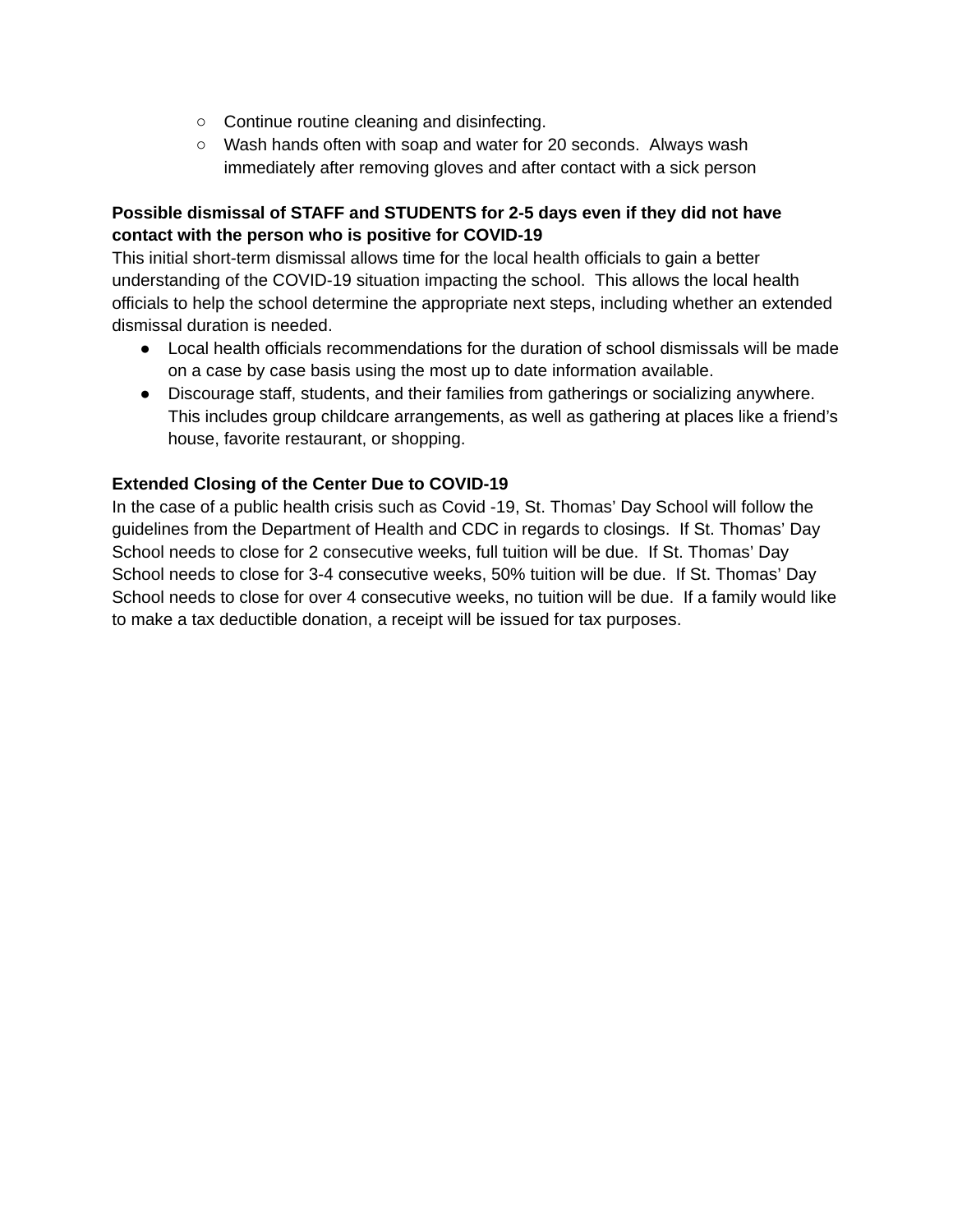- Continue routine cleaning and disinfecting.
  - Wash hands often with soap and water for 20 seconds.  Always wash immediately after removing gloves and after contact with a sick person

**Possible dismissal of STAFF and STUDENTS for 2-5 days even if they did not have contact with the person who is positive for COVID-19**

This initial short-term dismissal allows time for the local health officials to gain a better understanding of the COVID-19 situation impacting the school.  This allows the local health officials to help the school determine the appropriate next steps, including whether an extended dismissal duration is needed.

- Local health officials recommendations for the duration of school dismissals will be made on a case by case basis using the most up to date information available.
- Discourage staff, students, and their families from gatherings or socializing anywhere. This includes group childcare arrangements, as well as gathering at places like a friend's house, favorite restaurant, or shopping.

**Extended Closing of the Center Due to COVID-19**

In the case of a public health crisis such as Covid -19, St. Thomas' Day School will follow the guidelines from the Department of Health and CDC in regards to closings.  If St. Thomas' Day School needs to close for 2 consecutive weeks, full tuition will be due.  If St. Thomas' Day School needs to close for 3-4 consecutive weeks, 50% tuition will be due.  If St. Thomas' Day School needs to close for over 4 consecutive weeks, no tuition will be due.  If a family would like to make a tax deductible donation, a receipt will be issued for tax purposes.